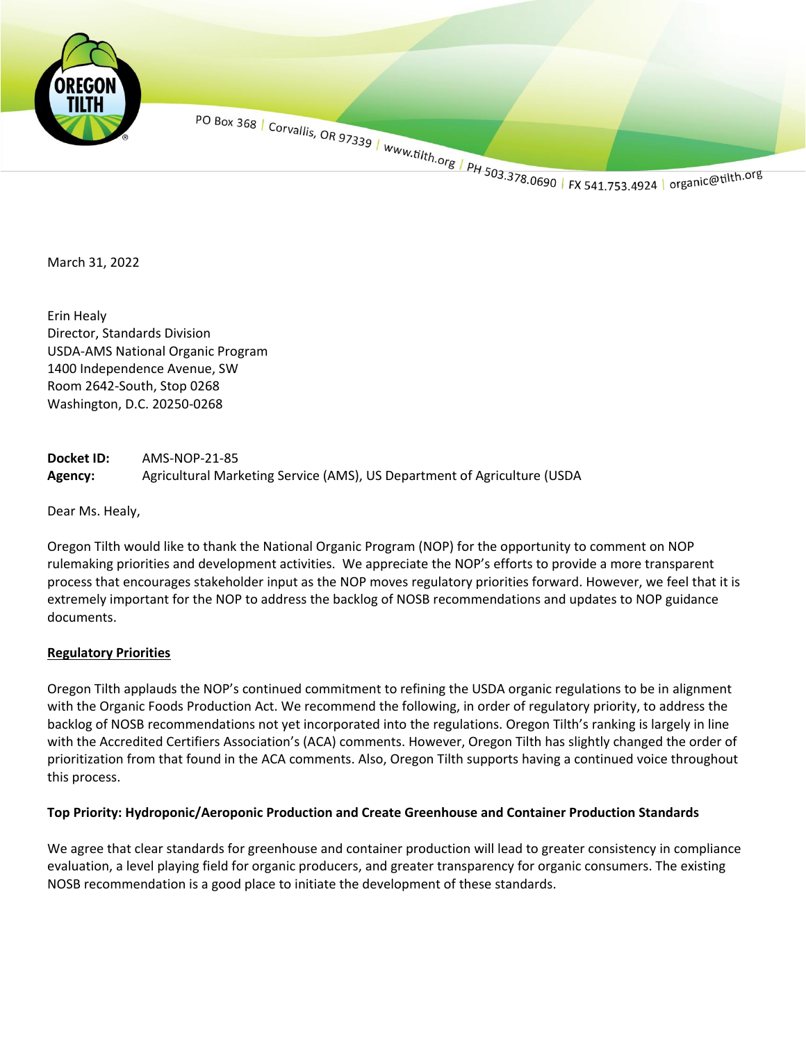PO Box 368 | Corvallis, OR 97339 | www.tilth.org | PH 503.378.0690 | FX 541.753.4924 | organic@tilth.org

March 31, 2022

Erin Healy
Director, Standards Division
USDA-AMS National Organic Program
1400 Independence Avenue, SW
Room 2642-South, Stop 0268
Washington, D.C. 20250-0268

**Docket ID:** AMS-NOP-21-85
**Agency:** Agricultural Marketing Service (AMS), US Department of Agriculture (USDA

Dear Ms. Healy,

Oregon Tilth would like to thank the National Organic Program (NOP) for the opportunity to comment on NOP rulemaking priorities and development activities. We appreciate the NOP's efforts to provide a more transparent process that encourages stakeholder input as the NOP moves regulatory priorities forward. However, we feel that it is extremely important for the NOP to address the backlog of NOSB recommendations and updates to NOP guidance documents.

## Regulatory Priorities

Oregon Tilth applauds the NOP's continued commitment to refining the USDA organic regulations to be in alignment with the Organic Foods Production Act. We recommend the following, in order of regulatory priority, to address the backlog of NOSB recommendations not yet incorporated into the regulations. Oregon Tilth's ranking is largely in line with the Accredited Certifiers Association's (ACA) comments. However, Oregon Tilth has slightly changed the order of prioritization from that found in the ACA comments. Also, Oregon Tilth supports having a continued voice throughout this process.

### Top Priority: Hydroponic/Aeroponic Production and Create Greenhouse and Container Production Standards

We agree that clear standards for greenhouse and container production will lead to greater consistency in compliance evaluation, a level playing field for organic producers, and greater transparency for organic consumers. The existing NOSB recommendation is a good place to initiate the development of these standards.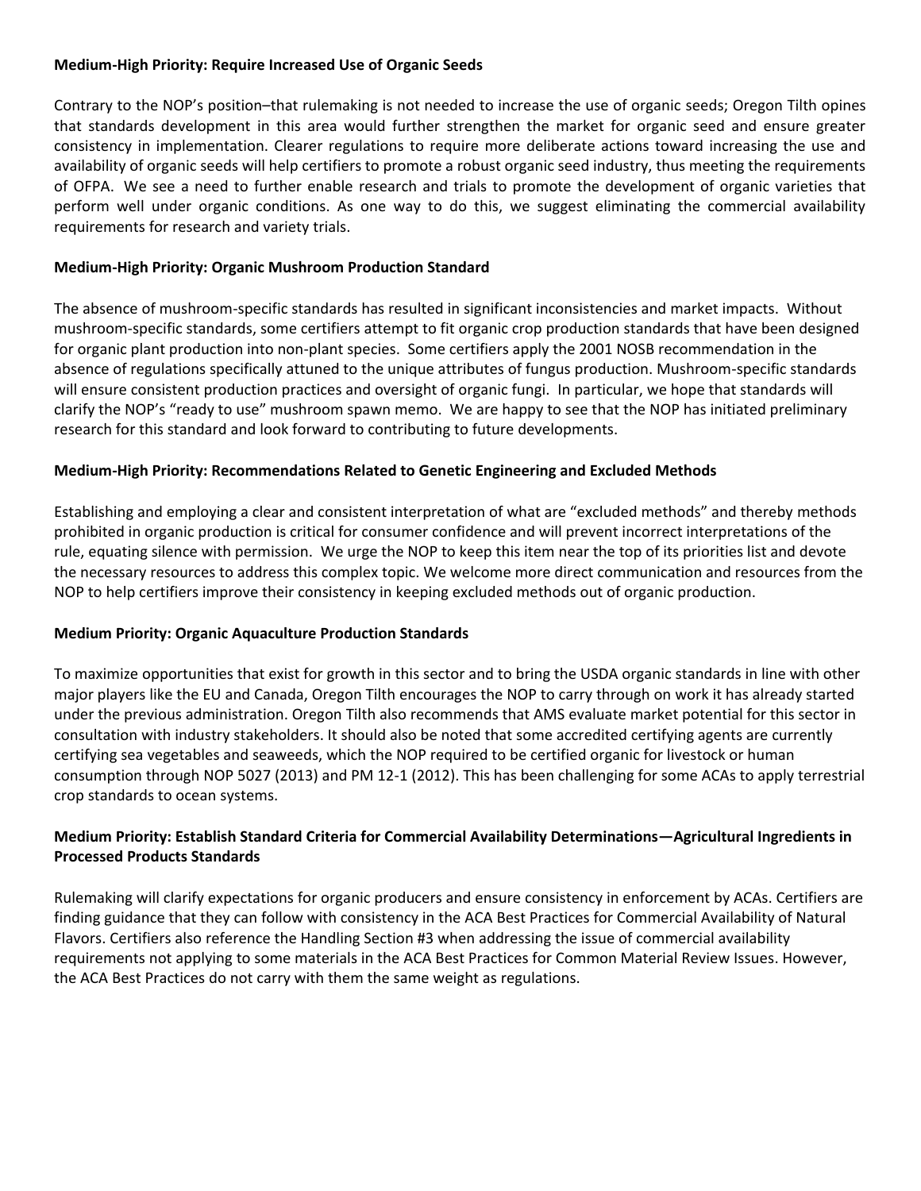**Medium-High Priority: Require Increased Use of Organic Seeds**

Contrary to the NOP's position–that rulemaking is not needed to increase the use of organic seeds; Oregon Tilth opines that standards development in this area would further strengthen the market for organic seed and ensure greater consistency in implementation. Clearer regulations to require more deliberate actions toward increasing the use and availability of organic seeds will help certifiers to promote a robust organic seed industry, thus meeting the requirements of OFPA. We see a need to further enable research and trials to promote the development of organic varieties that perform well under organic conditions. As one way to do this, we suggest eliminating the commercial availability requirements for research and variety trials.

**Medium-High Priority: Organic Mushroom Production Standard**

The absence of mushroom-specific standards has resulted in significant inconsistencies and market impacts. Without mushroom-specific standards, some certifiers attempt to fit organic crop production standards that have been designed for organic plant production into non-plant species. Some certifiers apply the 2001 NOSB recommendation in the absence of regulations specifically attuned to the unique attributes of fungus production. Mushroom-specific standards will ensure consistent production practices and oversight of organic fungi. In particular, we hope that standards will clarify the NOP's "ready to use" mushroom spawn memo. We are happy to see that the NOP has initiated preliminary research for this standard and look forward to contributing to future developments.

**Medium-High Priority: Recommendations Related to Genetic Engineering and Excluded Methods**

Establishing and employing a clear and consistent interpretation of what are "excluded methods" and thereby methods prohibited in organic production is critical for consumer confidence and will prevent incorrect interpretations of the rule, equating silence with permission. We urge the NOP to keep this item near the top of its priorities list and devote the necessary resources to address this complex topic. We welcome more direct communication and resources from the NOP to help certifiers improve their consistency in keeping excluded methods out of organic production.

**Medium Priority: Organic Aquaculture Production Standards**

To maximize opportunities that exist for growth in this sector and to bring the USDA organic standards in line with other major players like the EU and Canada, Oregon Tilth encourages the NOP to carry through on work it has already started under the previous administration. Oregon Tilth also recommends that AMS evaluate market potential for this sector in consultation with industry stakeholders. It should also be noted that some accredited certifying agents are currently certifying sea vegetables and seaweeds, which the NOP required to be certified organic for livestock or human consumption through NOP 5027 (2013) and PM 12-1 (2012). This has been challenging for some ACAs to apply terrestrial crop standards to ocean systems.

**Medium Priority: Establish Standard Criteria for Commercial Availability Determinations—Agricultural Ingredients in Processed Products Standards**

Rulemaking will clarify expectations for organic producers and ensure consistency in enforcement by ACAs. Certifiers are finding guidance that they can follow with consistency in the ACA Best Practices for Commercial Availability of Natural Flavors. Certifiers also reference the Handling Section #3 when addressing the issue of commercial availability requirements not applying to some materials in the ACA Best Practices for Common Material Review Issues. However, the ACA Best Practices do not carry with them the same weight as regulations.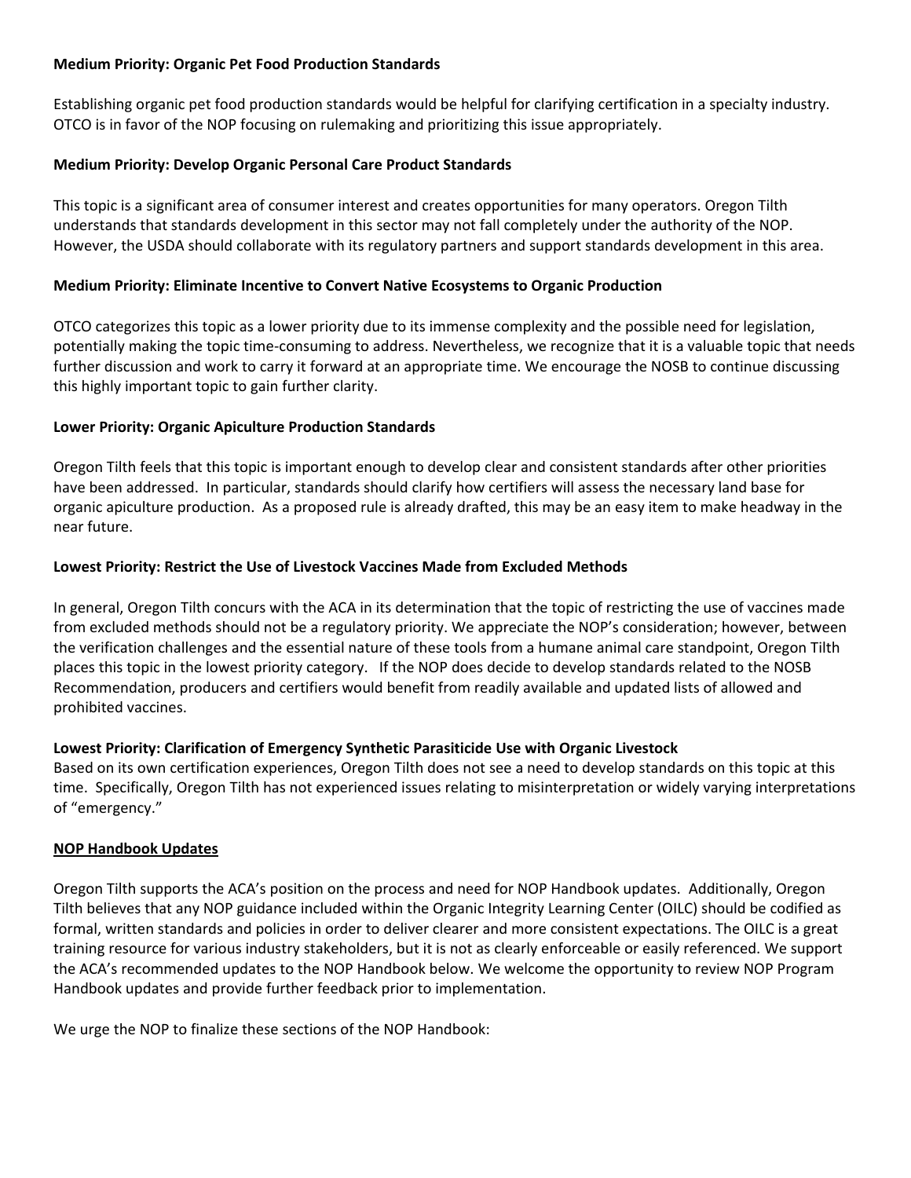**Medium Priority: Organic Pet Food Production Standards**

Establishing organic pet food production standards would be helpful for clarifying certification in a specialty industry. OTCO is in favor of the NOP focusing on rulemaking and prioritizing this issue appropriately.

**Medium Priority: Develop Organic Personal Care Product Standards**

This topic is a significant area of consumer interest and creates opportunities for many operators. Oregon Tilth understands that standards development in this sector may not fall completely under the authority of the NOP. However, the USDA should collaborate with its regulatory partners and support standards development in this area.

**Medium Priority: Eliminate Incentive to Convert Native Ecosystems to Organic Production**

OTCO categorizes this topic as a lower priority due to its immense complexity and the possible need for legislation, potentially making the topic time-consuming to address. Nevertheless, we recognize that it is a valuable topic that needs further discussion and work to carry it forward at an appropriate time. We encourage the NOSB to continue discussing this highly important topic to gain further clarity.

**Lower Priority: Organic Apiculture Production Standards**

Oregon Tilth feels that this topic is important enough to develop clear and consistent standards after other priorities have been addressed. In particular, standards should clarify how certifiers will assess the necessary land base for organic apiculture production. As a proposed rule is already drafted, this may be an easy item to make headway in the near future.

**Lowest Priority: Restrict the Use of Livestock Vaccines Made from Excluded Methods**

In general, Oregon Tilth concurs with the ACA in its determination that the topic of restricting the use of vaccines made from excluded methods should not be a regulatory priority. We appreciate the NOP's consideration; however, between the verification challenges and the essential nature of these tools from a humane animal care standpoint, Oregon Tilth places this topic in the lowest priority category. If the NOP does decide to develop standards related to the NOSB Recommendation, producers and certifiers would benefit from readily available and updated lists of allowed and prohibited vaccines.

**Lowest Priority: Clarification of Emergency Synthetic Parasiticide Use with Organic Livestock**

Based on its own certification experiences, Oregon Tilth does not see a need to develop standards on this topic at this time. Specifically, Oregon Tilth has not experienced issues relating to misinterpretation or widely varying interpretations of "emergency."

**NOP Handbook Updates**

Oregon Tilth supports the ACA's position on the process and need for NOP Handbook updates. Additionally, Oregon Tilth believes that any NOP guidance included within the Organic Integrity Learning Center (OILC) should be codified as formal, written standards and policies in order to deliver clearer and more consistent expectations. The OILC is a great training resource for various industry stakeholders, but it is not as clearly enforceable or easily referenced. We support the ACA's recommended updates to the NOP Handbook below. We welcome the opportunity to review NOP Program Handbook updates and provide further feedback prior to implementation.

We urge the NOP to finalize these sections of the NOP Handbook: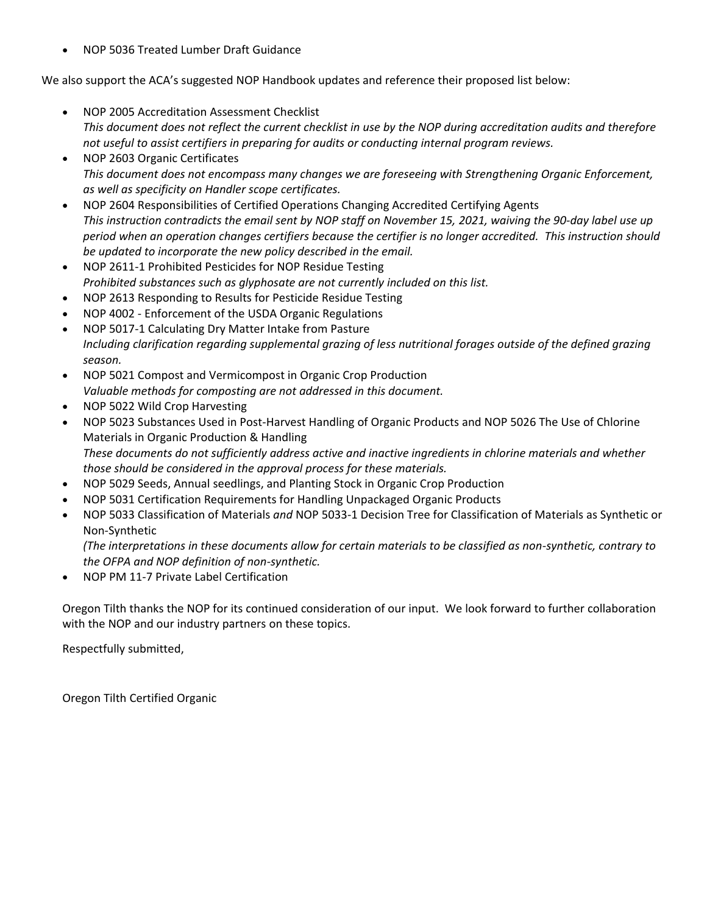- NOP 5036 Treated Lumber Draft Guidance

We also support the ACA's suggested NOP Handbook updates and reference their proposed list below:

- NOP 2005 Accreditation Assessment Checklist
  *This document does not reflect the current checklist in use by the NOP during accreditation audits and therefore not useful to assist certifiers in preparing for audits or conducting internal program reviews.*
- NOP 2603 Organic Certificates
  *This document does not encompass many changes we are foreseeing with Strengthening Organic Enforcement, as well as specificity on Handler scope certificates.*
- NOP 2604 Responsibilities of Certified Operations Changing Accredited Certifying Agents
  *This instruction contradicts the email sent by NOP staff on November 15, 2021, waiving the 90-day label use up period when an operation changes certifiers because the certifier is no longer accredited. This instruction should be updated to incorporate the new policy described in the email.*
- NOP 2611-1 Prohibited Pesticides for NOP Residue Testing
  *Prohibited substances such as glyphosate are not currently included on this list.*
- NOP 2613 Responding to Results for Pesticide Residue Testing
- NOP 4002 - Enforcement of the USDA Organic Regulations
- NOP 5017-1 Calculating Dry Matter Intake from Pasture
  *Including clarification regarding supplemental grazing of less nutritional forages outside of the defined grazing season.*
- NOP 5021 Compost and Vermicompost in Organic Crop Production
  *Valuable methods for composting are not addressed in this document.*
- NOP 5022 Wild Crop Harvesting
- NOP 5023 Substances Used in Post-Harvest Handling of Organic Products and NOP 5026 The Use of Chlorine Materials in Organic Production & Handling
  *These documents do not sufficiently address active and inactive ingredients in chlorine materials and whether those should be considered in the approval process for these materials.*
- NOP 5029 Seeds, Annual seedlings, and Planting Stock in Organic Crop Production
- NOP 5031 Certification Requirements for Handling Unpackaged Organic Products
- NOP 5033 Classification of Materials *and* NOP 5033-1 Decision Tree for Classification of Materials as Synthetic or Non-Synthetic
  *(The interpretations in these documents allow for certain materials to be classified as non-synthetic, contrary to the OFPA and NOP definition of non-synthetic.*
- NOP PM 11-7 Private Label Certification

Oregon Tilth thanks the NOP for its continued consideration of our input. We look forward to further collaboration with the NOP and our industry partners on these topics.

Respectfully submitted,

Oregon Tilth Certified Organic